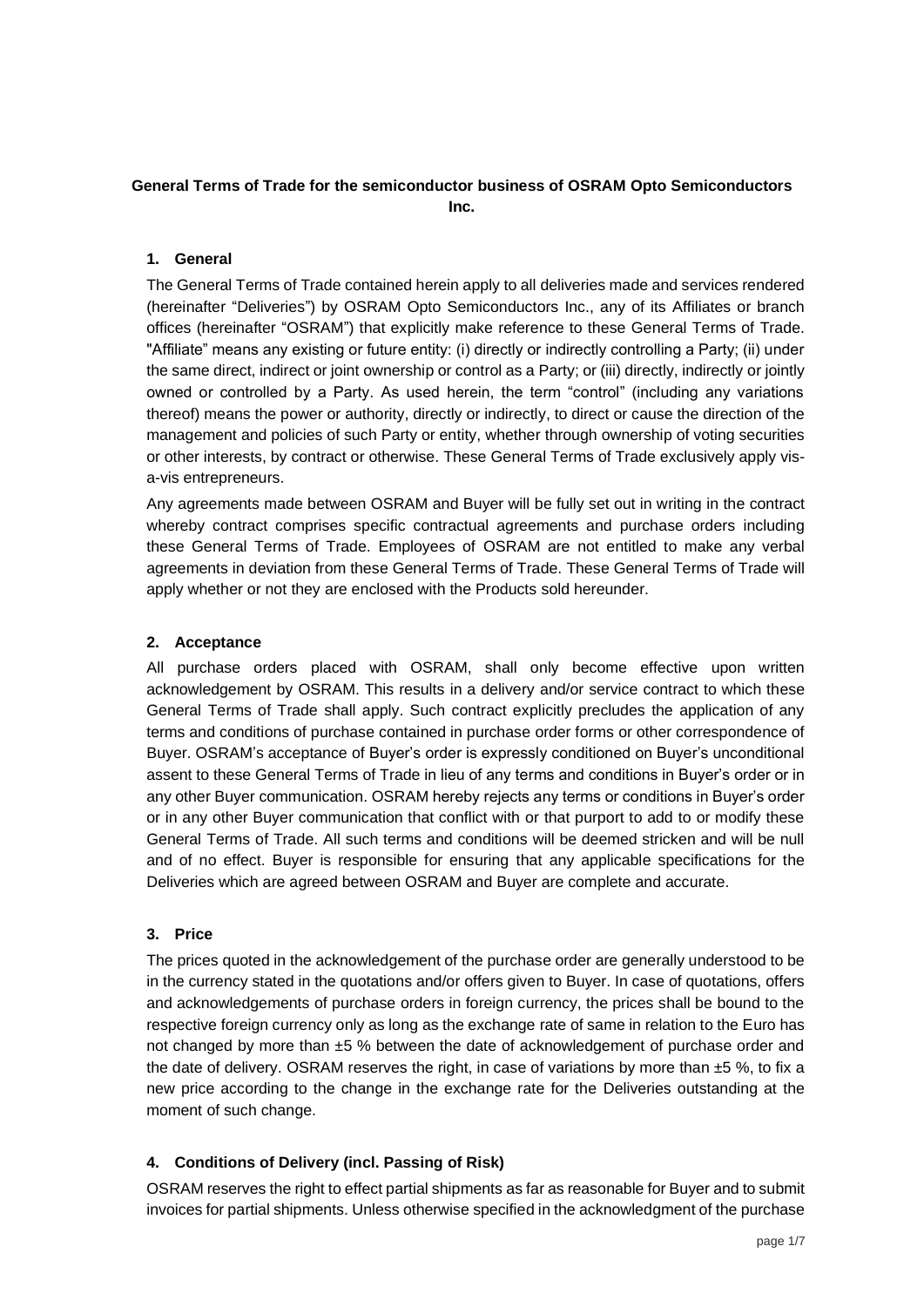**General Terms of Trade for the semiconductor business of OSRAM Opto Semiconductors Inc.**

## 1. General

The General Terms of Trade contained herein apply to all deliveries made and services rendered (hereinafter "Deliveries") by OSRAM Opto Semiconductors Inc., any of its Affiliates or branch offices (hereinafter "OSRAM") that explicitly make reference to these General Terms of Trade. "Affiliate" means any existing or future entity: (i) directly or indirectly controlling a Party; (ii) under the same direct, indirect or joint ownership or control as a Party; or (iii) directly, indirectly or jointly owned or controlled by a Party. As used herein, the term "control" (including any variations thereof) means the power or authority, directly or indirectly, to direct or cause the direction of the management and policies of such Party or entity, whether through ownership of voting securities or other interests, by contract or otherwise. These General Terms of Trade exclusively apply vis-a-vis entrepreneurs.

Any agreements made between OSRAM and Buyer will be fully set out in writing in the contract whereby contract comprises specific contractual agreements and purchase orders including these General Terms of Trade. Employees of OSRAM are not entitled to make any verbal agreements in deviation from these General Terms of Trade. These General Terms of Trade will apply whether or not they are enclosed with the Products sold hereunder.

## 2. Acceptance

All purchase orders placed with OSRAM, shall only become effective upon written acknowledgement by OSRAM. This results in a delivery and/or service contract to which these General Terms of Trade shall apply. Such contract explicitly precludes the application of any terms and conditions of purchase contained in purchase order forms or other correspondence of Buyer. OSRAM's acceptance of Buyer's order is expressly conditioned on Buyer's unconditional assent to these General Terms of Trade in lieu of any terms and conditions in Buyer's order or in any other Buyer communication. OSRAM hereby rejects any terms or conditions in Buyer's order or in any other Buyer communication that conflict with or that purport to add to or modify these General Terms of Trade. All such terms and conditions will be deemed stricken and will be null and of no effect. Buyer is responsible for ensuring that any applicable specifications for the Deliveries which are agreed between OSRAM and Buyer are complete and accurate.

## 3. Price

The prices quoted in the acknowledgement of the purchase order are generally understood to be in the currency stated in the quotations and/or offers given to Buyer. In case of quotations, offers and acknowledgements of purchase orders in foreign currency, the prices shall be bound to the respective foreign currency only as long as the exchange rate of same in relation to the Euro has not changed by more than ±5 % between the date of acknowledgement of purchase order and the date of delivery. OSRAM reserves the right, in case of variations by more than ±5 %, to fix a new price according to the change in the exchange rate for the Deliveries outstanding at the moment of such change.

## 4. Conditions of Delivery (incl. Passing of Risk)

OSRAM reserves the right to effect partial shipments as far as reasonable for Buyer and to submit invoices for partial shipments. Unless otherwise specified in the acknowledgment of the purchase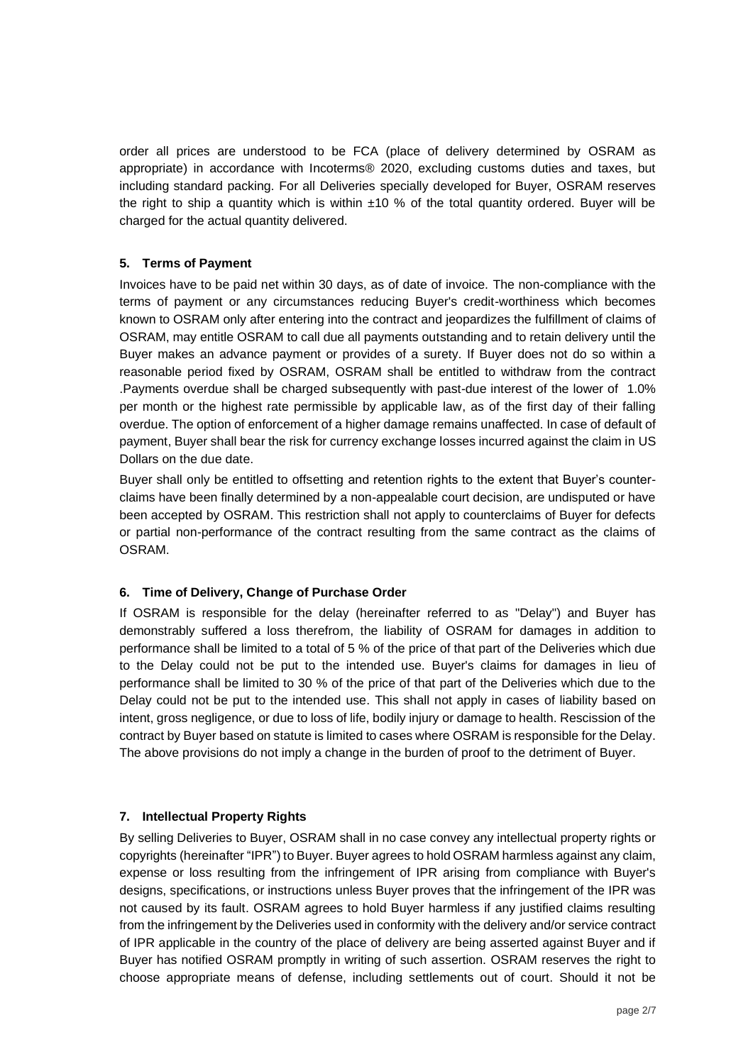order all prices are understood to be FCA (place of delivery determined by OSRAM as appropriate) in accordance with Incoterms® 2020, excluding customs duties and taxes, but including standard packing. For all Deliveries specially developed for Buyer, OSRAM reserves the right to ship a quantity which is within ±10 % of the total quantity ordered. Buyer will be charged for the actual quantity delivered.

## 5. Terms of Payment

Invoices have to be paid net within 30 days, as of date of invoice. The non-compliance with the terms of payment or any circumstances reducing Buyer's credit-worthiness which becomes known to OSRAM only after entering into the contract and jeopardizes the fulfillment of claims of OSRAM, may entitle OSRAM to call due all payments outstanding and to retain delivery until the Buyer makes an advance payment or provides of a surety. If Buyer does not do so within a reasonable period fixed by OSRAM, OSRAM shall be entitled to withdraw from the contract .Payments overdue shall be charged subsequently with past-due interest of the lower of 1.0% per month or the highest rate permissible by applicable law, as of the first day of their falling overdue. The option of enforcement of a higher damage remains unaffected. In case of default of payment, Buyer shall bear the risk for currency exchange losses incurred against the claim in US Dollars on the due date.

Buyer shall only be entitled to offsetting and retention rights to the extent that Buyer's counter-claims have been finally determined by a non-appealable court decision, are undisputed or have been accepted by OSRAM. This restriction shall not apply to counterclaims of Buyer for defects or partial non-performance of the contract resulting from the same contract as the claims of OSRAM.

## 6. Time of Delivery, Change of Purchase Order

If OSRAM is responsible for the delay (hereinafter referred to as "Delay") and Buyer has demonstrably suffered a loss therefrom, the liability of OSRAM for damages in addition to performance shall be limited to a total of 5 % of the price of that part of the Deliveries which due to the Delay could not be put to the intended use. Buyer's claims for damages in lieu of performance shall be limited to 30 % of the price of that part of the Deliveries which due to the Delay could not be put to the intended use. This shall not apply in cases of liability based on intent, gross negligence, or due to loss of life, bodily injury or damage to health. Rescission of the contract by Buyer based on statute is limited to cases where OSRAM is responsible for the Delay. The above provisions do not imply a change in the burden of proof to the detriment of Buyer.

## 7. Intellectual Property Rights

By selling Deliveries to Buyer, OSRAM shall in no case convey any intellectual property rights or copyrights (hereinafter "IPR") to Buyer. Buyer agrees to hold OSRAM harmless against any claim, expense or loss resulting from the infringement of IPR arising from compliance with Buyer's designs, specifications, or instructions unless Buyer proves that the infringement of the IPR was not caused by its fault. OSRAM agrees to hold Buyer harmless if any justified claims resulting from the infringement by the Deliveries used in conformity with the delivery and/or service contract of IPR applicable in the country of the place of delivery are being asserted against Buyer and if Buyer has notified OSRAM promptly in writing of such assertion. OSRAM reserves the right to choose appropriate means of defense, including settlements out of court. Should it not be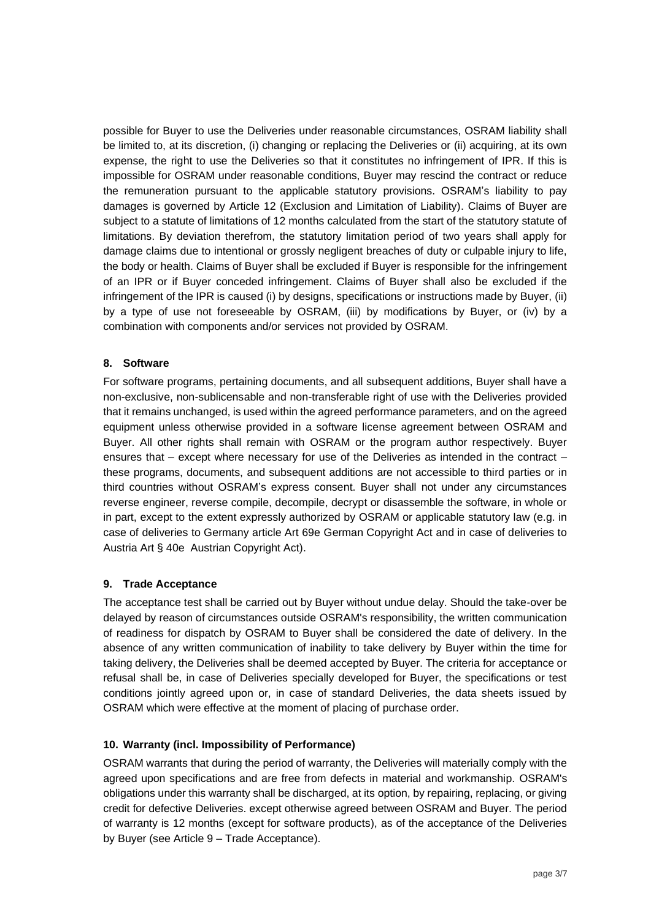possible for Buyer to use the Deliveries under reasonable circumstances, OSRAM liability shall be limited to, at its discretion, (i) changing or replacing the Deliveries or (ii) acquiring, at its own expense, the right to use the Deliveries so that it constitutes no infringement of IPR. If this is impossible for OSRAM under reasonable conditions, Buyer may rescind the contract or reduce the remuneration pursuant to the applicable statutory provisions. OSRAM's liability to pay damages is governed by Article 12 (Exclusion and Limitation of Liability). Claims of Buyer are subject to a statute of limitations of 12 months calculated from the start of the statutory statute of limitations. By deviation therefrom, the statutory limitation period of two years shall apply for damage claims due to intentional or grossly negligent breaches of duty or culpable injury to life, the body or health. Claims of Buyer shall be excluded if Buyer is responsible for the infringement of an IPR or if Buyer conceded infringement. Claims of Buyer shall also be excluded if the infringement of the IPR is caused (i) by designs, specifications or instructions made by Buyer, (ii) by a type of use not foreseeable by OSRAM, (iii) by modifications by Buyer, or (iv) by a combination with components and/or services not provided by OSRAM.

#### 8. Software

For software programs, pertaining documents, and all subsequent additions, Buyer shall have a non-exclusive, non-sublicensable and non-transferable right of use with the Deliveries provided that it remains unchanged, is used within the agreed performance parameters, and on the agreed equipment unless otherwise provided in a software license agreement between OSRAM and Buyer. All other rights shall remain with OSRAM or the program author respectively. Buyer ensures that – except where necessary for use of the Deliveries as intended in the contract – these programs, documents, and subsequent additions are not accessible to third parties or in third countries without OSRAM's express consent. Buyer shall not under any circumstances reverse engineer, reverse compile, decompile, decrypt or disassemble the software, in whole or in part, except to the extent expressly authorized by OSRAM or applicable statutory law (e.g. in case of deliveries to Germany article Art 69e German Copyright Act and in case of deliveries to Austria Art § 40e Austrian Copyright Act).

#### 9. Trade Acceptance

The acceptance test shall be carried out by Buyer without undue delay. Should the take-over be delayed by reason of circumstances outside OSRAM's responsibility, the written communication of readiness for dispatch by OSRAM to Buyer shall be considered the date of delivery. In the absence of any written communication of inability to take delivery by Buyer within the time for taking delivery, the Deliveries shall be deemed accepted by Buyer. The criteria for acceptance or refusal shall be, in case of Deliveries specially developed for Buyer, the specifications or test conditions jointly agreed upon or, in case of standard Deliveries, the data sheets issued by OSRAM which were effective at the moment of placing of purchase order.

#### 10. Warranty (incl. Impossibility of Performance)

OSRAM warrants that during the period of warranty, the Deliveries will materially comply with the agreed upon specifications and are free from defects in material and workmanship. OSRAM's obligations under this warranty shall be discharged, at its option, by repairing, replacing, or giving credit for defective Deliveries. except otherwise agreed between OSRAM and Buyer. The period of warranty is 12 months (except for software products), as of the acceptance of the Deliveries by Buyer (see Article 9 – Trade Acceptance).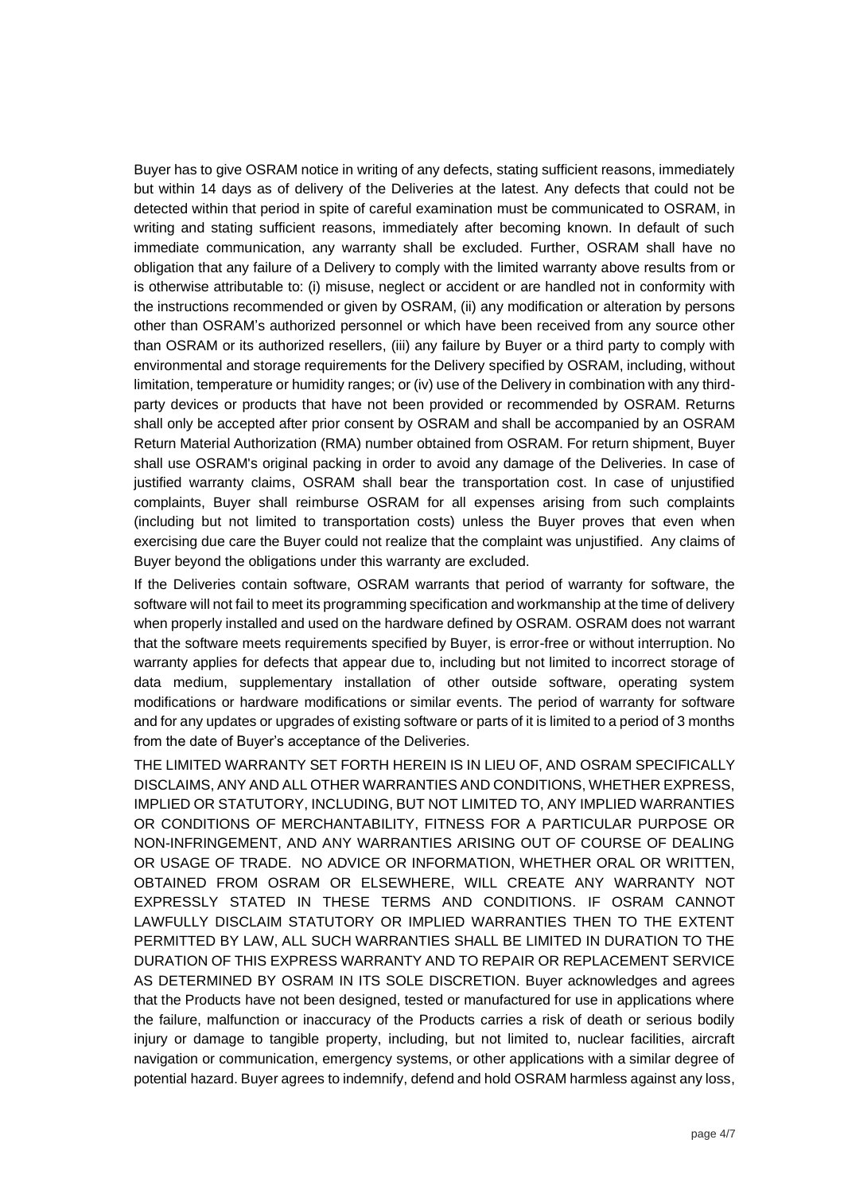Buyer has to give OSRAM notice in writing of any defects, stating sufficient reasons, immediately but within 14 days as of delivery of the Deliveries at the latest. Any defects that could not be detected within that period in spite of careful examination must be communicated to OSRAM, in writing and stating sufficient reasons, immediately after becoming known. In default of such immediate communication, any warranty shall be excluded. Further, OSRAM shall have no obligation that any failure of a Delivery to comply with the limited warranty above results from or is otherwise attributable to: (i) misuse, neglect or accident or are handled not in conformity with the instructions recommended or given by OSRAM, (ii) any modification or alteration by persons other than OSRAM's authorized personnel or which have been received from any source other than OSRAM or its authorized resellers, (iii) any failure by Buyer or a third party to comply with environmental and storage requirements for the Delivery specified by OSRAM, including, without limitation, temperature or humidity ranges; or (iv) use of the Delivery in combination with any third-party devices or products that have not been provided or recommended by OSRAM. Returns shall only be accepted after prior consent by OSRAM and shall be accompanied by an OSRAM Return Material Authorization (RMA) number obtained from OSRAM. For return shipment, Buyer shall use OSRAM's original packing in order to avoid any damage of the Deliveries. In case of justified warranty claims, OSRAM shall bear the transportation cost. In case of unjustified complaints, Buyer shall reimburse OSRAM for all expenses arising from such complaints (including but not limited to transportation costs) unless the Buyer proves that even when exercising due care the Buyer could not realize that the complaint was unjustified. Any claims of Buyer beyond the obligations under this warranty are excluded.

If the Deliveries contain software, OSRAM warrants that period of warranty for software, the software will not fail to meet its programming specification and workmanship at the time of delivery when properly installed and used on the hardware defined by OSRAM. OSRAM does not warrant that the software meets requirements specified by Buyer, is error-free or without interruption. No warranty applies for defects that appear due to, including but not limited to incorrect storage of data medium, supplementary installation of other outside software, operating system modifications or hardware modifications or similar events. The period of warranty for software and for any updates or upgrades of existing software or parts of it is limited to a period of 3 months from the date of Buyer's acceptance of the Deliveries.

THE LIMITED WARRANTY SET FORTH HEREIN IS IN LIEU OF, AND OSRAM SPECIFICALLY DISCLAIMS, ANY AND ALL OTHER WARRANTIES AND CONDITIONS, WHETHER EXPRESS, IMPLIED OR STATUTORY, INCLUDING, BUT NOT LIMITED TO, ANY IMPLIED WARRANTIES OR CONDITIONS OF MERCHANTABILITY, FITNESS FOR A PARTICULAR PURPOSE OR NON-INFRINGEMENT, AND ANY WARRANTIES ARISING OUT OF COURSE OF DEALING OR USAGE OF TRADE. NO ADVICE OR INFORMATION, WHETHER ORAL OR WRITTEN, OBTAINED FROM OSRAM OR ELSEWHERE, WILL CREATE ANY WARRANTY NOT EXPRESSLY STATED IN THESE TERMS AND CONDITIONS. IF OSRAM CANNOT LAWFULLY DISCLAIM STATUTORY OR IMPLIED WARRANTIES THEN TO THE EXTENT PERMITTED BY LAW, ALL SUCH WARRANTIES SHALL BE LIMITED IN DURATION TO THE DURATION OF THIS EXPRESS WARRANTY AND TO REPAIR OR REPLACEMENT SERVICE AS DETERMINED BY OSRAM IN ITS SOLE DISCRETION. Buyer acknowledges and agrees that the Products have not been designed, tested or manufactured for use in applications where the failure, malfunction or inaccuracy of the Products carries a risk of death or serious bodily injury or damage to tangible property, including, but not limited to, nuclear facilities, aircraft navigation or communication, emergency systems, or other applications with a similar degree of potential hazard. Buyer agrees to indemnify, defend and hold OSRAM harmless against any loss,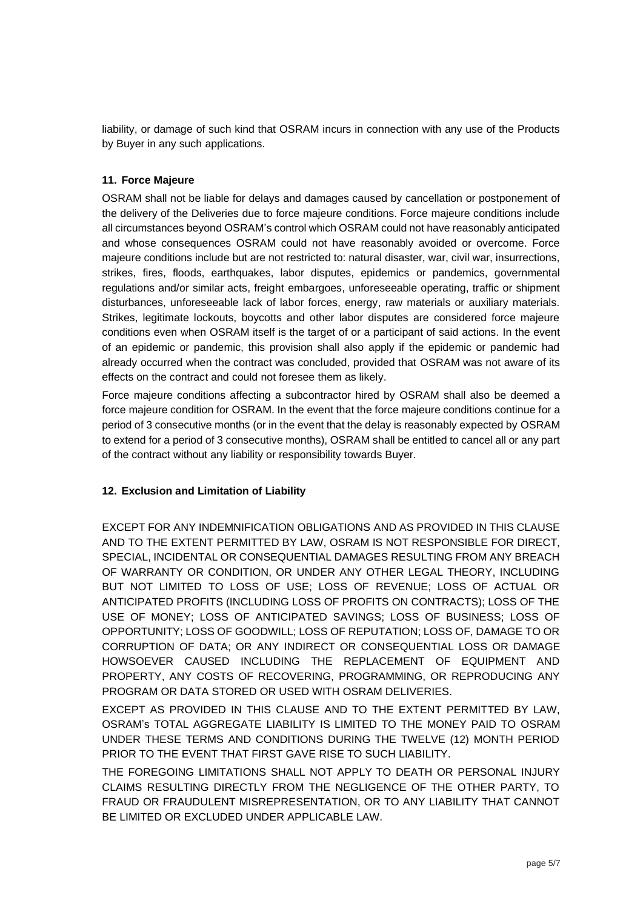liability, or damage of such kind that OSRAM incurs in connection with any use of the Products by Buyer in any such applications.

### 11. Force Majeure

OSRAM shall not be liable for delays and damages caused by cancellation or postponement of the delivery of the Deliveries due to force majeure conditions. Force majeure conditions include all circumstances beyond OSRAM's control which OSRAM could not have reasonably anticipated and whose consequences OSRAM could not have reasonably avoided or overcome. Force majeure conditions include but are not restricted to: natural disaster, war, civil war, insurrections, strikes, fires, floods, earthquakes, labor disputes, epidemics or pandemics, governmental regulations and/or similar acts, freight embargoes, unforeseeable operating, traffic or shipment disturbances, unforeseeable lack of labor forces, energy, raw materials or auxiliary materials. Strikes, legitimate lockouts, boycotts and other labor disputes are considered force majeure conditions even when OSRAM itself is the target of or a participant of said actions. In the event of an epidemic or pandemic, this provision shall also apply if the epidemic or pandemic had already occurred when the contract was concluded, provided that OSRAM was not aware of its effects on the contract and could not foresee them as likely.

Force majeure conditions affecting a subcontractor hired by OSRAM shall also be deemed a force majeure condition for OSRAM. In the event that the force majeure conditions continue for a period of 3 consecutive months (or in the event that the delay is reasonably expected by OSRAM to extend for a period of 3 consecutive months), OSRAM shall be entitled to cancel all or any part of the contract without any liability or responsibility towards Buyer.

### 12. Exclusion and Limitation of Liability

EXCEPT FOR ANY INDEMNIFICATION OBLIGATIONS AND AS PROVIDED IN THIS CLAUSE AND TO THE EXTENT PERMITTED BY LAW, OSRAM IS NOT RESPONSIBLE FOR DIRECT, SPECIAL, INCIDENTAL OR CONSEQUENTIAL DAMAGES RESULTING FROM ANY BREACH OF WARRANTY OR CONDITION, OR UNDER ANY OTHER LEGAL THEORY, INCLUDING BUT NOT LIMITED TO LOSS OF USE; LOSS OF REVENUE; LOSS OF ACTUAL OR ANTICIPATED PROFITS (INCLUDING LOSS OF PROFITS ON CONTRACTS); LOSS OF THE USE OF MONEY; LOSS OF ANTICIPATED SAVINGS; LOSS OF BUSINESS; LOSS OF OPPORTUNITY; LOSS OF GOODWILL; LOSS OF REPUTATION; LOSS OF, DAMAGE TO OR CORRUPTION OF DATA; OR ANY INDIRECT OR CONSEQUENTIAL LOSS OR DAMAGE HOWSOEVER CAUSED INCLUDING THE REPLACEMENT OF EQUIPMENT AND PROPERTY, ANY COSTS OF RECOVERING, PROGRAMMING, OR REPRODUCING ANY PROGRAM OR DATA STORED OR USED WITH OSRAM DELIVERIES.

EXCEPT AS PROVIDED IN THIS CLAUSE AND TO THE EXTENT PERMITTED BY LAW, OSRAM's TOTAL AGGREGATE LIABILITY IS LIMITED TO THE MONEY PAID TO OSRAM UNDER THESE TERMS AND CONDITIONS DURING THE TWELVE (12) MONTH PERIOD PRIOR TO THE EVENT THAT FIRST GAVE RISE TO SUCH LIABILITY.

THE FOREGOING LIMITATIONS SHALL NOT APPLY TO DEATH OR PERSONAL INJURY CLAIMS RESULTING DIRECTLY FROM THE NEGLIGENCE OF THE OTHER PARTY, TO FRAUD OR FRAUDULENT MISREPRESENTATION, OR TO ANY LIABILITY THAT CANNOT BE LIMITED OR EXCLUDED UNDER APPLICABLE LAW.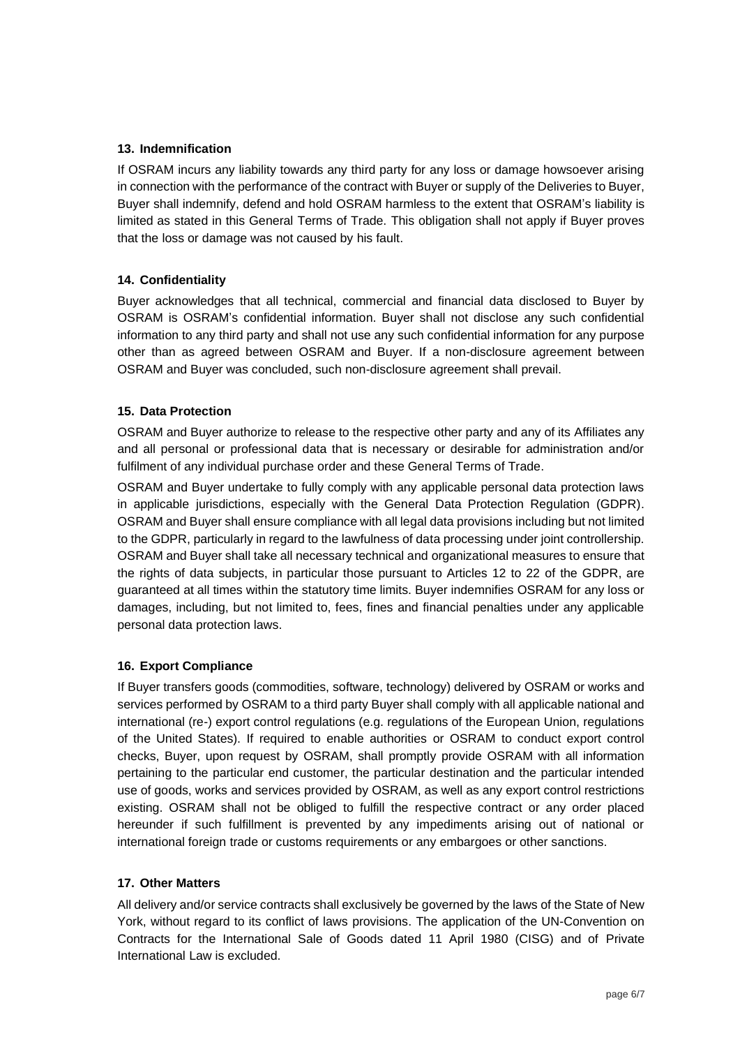## 13. Indemnification

If OSRAM incurs any liability towards any third party for any loss or damage howsoever arising in connection with the performance of the contract with Buyer or supply of the Deliveries to Buyer, Buyer shall indemnify, defend and hold OSRAM harmless to the extent that OSRAM's liability is limited as stated in this General Terms of Trade. This obligation shall not apply if Buyer proves that the loss or damage was not caused by his fault.

## 14. Confidentiality

Buyer acknowledges that all technical, commercial and financial data disclosed to Buyer by OSRAM is OSRAM's confidential information. Buyer shall not disclose any such confidential information to any third party and shall not use any such confidential information for any purpose other than as agreed between OSRAM and Buyer. If a non-disclosure agreement between OSRAM and Buyer was concluded, such non-disclosure agreement shall prevail.

## 15. Data Protection

OSRAM and Buyer authorize to release to the respective other party and any of its Affiliates any and all personal or professional data that is necessary or desirable for administration and/or fulfilment of any individual purchase order and these General Terms of Trade.

OSRAM and Buyer undertake to fully comply with any applicable personal data protection laws in applicable jurisdictions, especially with the General Data Protection Regulation (GDPR). OSRAM and Buyer shall ensure compliance with all legal data provisions including but not limited to the GDPR, particularly in regard to the lawfulness of data processing under joint controllership. OSRAM and Buyer shall take all necessary technical and organizational measures to ensure that the rights of data subjects, in particular those pursuant to Articles 12 to 22 of the GDPR, are guaranteed at all times within the statutory time limits. Buyer indemnifies OSRAM for any loss or damages, including, but not limited to, fees, fines and financial penalties under any applicable personal data protection laws.

## 16. Export Compliance

If Buyer transfers goods (commodities, software, technology) delivered by OSRAM or works and services performed by OSRAM to a third party Buyer shall comply with all applicable national and international (re-) export control regulations (e.g. regulations of the European Union, regulations of the United States). If required to enable authorities or OSRAM to conduct export control checks, Buyer, upon request by OSRAM, shall promptly provide OSRAM with all information pertaining to the particular end customer, the particular destination and the particular intended use of goods, works and services provided by OSRAM, as well as any export control restrictions existing. OSRAM shall not be obliged to fulfill the respective contract or any order placed hereunder if such fulfillment is prevented by any impediments arising out of national or international foreign trade or customs requirements or any embargoes or other sanctions.

## 17. Other Matters

All delivery and/or service contracts shall exclusively be governed by the laws of the State of New York, without regard to its conflict of laws provisions. The application of the UN-Convention on Contracts for the International Sale of Goods dated 11 April 1980 (CISG) and of Private International Law is excluded.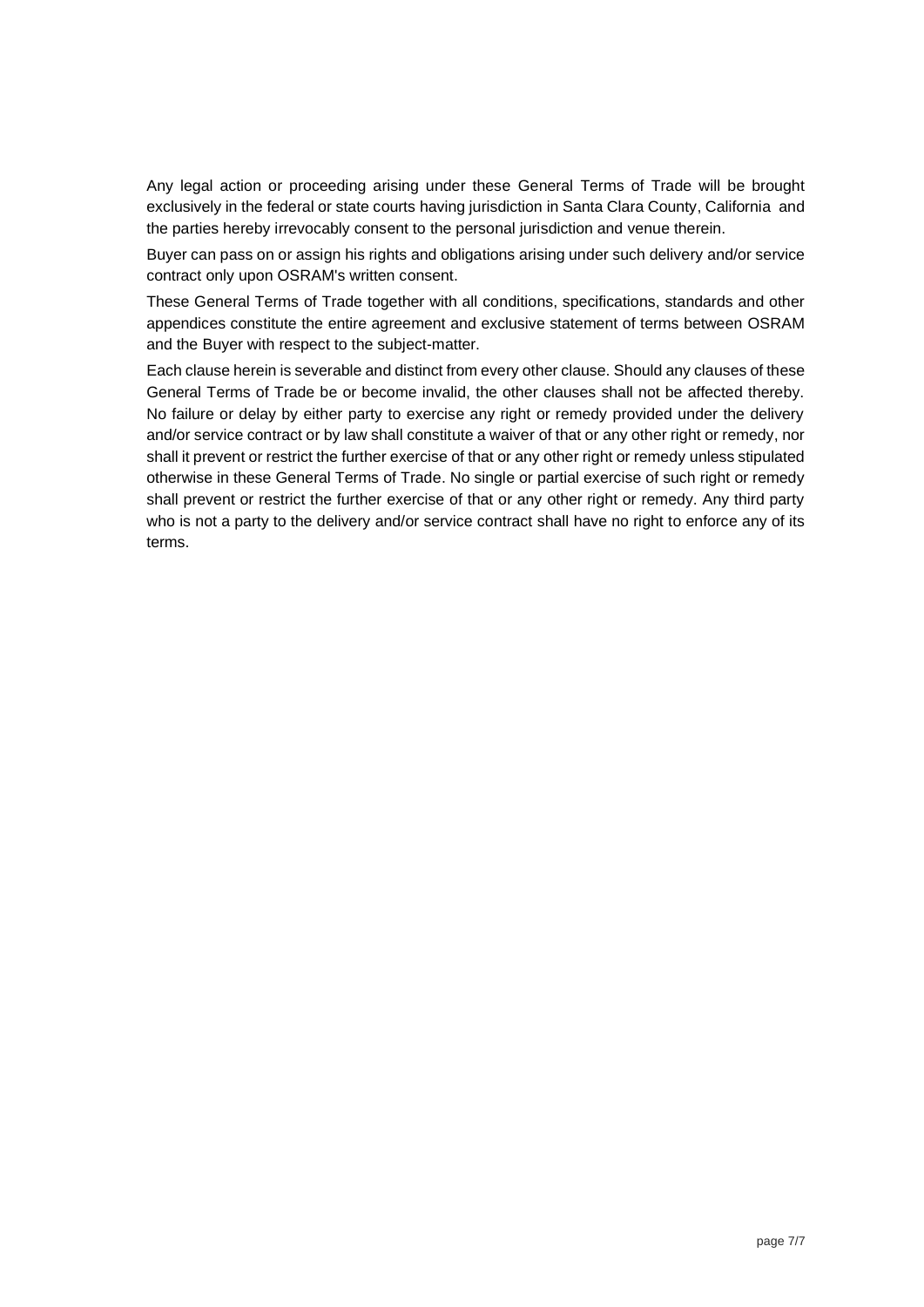Any legal action or proceeding arising under these General Terms of Trade will be brought exclusively in the federal or state courts having jurisdiction in Santa Clara County, California and the parties hereby irrevocably consent to the personal jurisdiction and venue therein.

Buyer can pass on or assign his rights and obligations arising under such delivery and/or service contract only upon OSRAM's written consent.

These General Terms of Trade together with all conditions, specifications, standards and other appendices constitute the entire agreement and exclusive statement of terms between OSRAM and the Buyer with respect to the subject-matter.

Each clause herein is severable and distinct from every other clause. Should any clauses of these General Terms of Trade be or become invalid, the other clauses shall not be affected thereby. No failure or delay by either party to exercise any right or remedy provided under the delivery and/or service contract or by law shall constitute a waiver of that or any other right or remedy, nor shall it prevent or restrict the further exercise of that or any other right or remedy unless stipulated otherwise in these General Terms of Trade. No single or partial exercise of such right or remedy shall prevent or restrict the further exercise of that or any other right or remedy. Any third party who is not a party to the delivery and/or service contract shall have no right to enforce any of its terms.